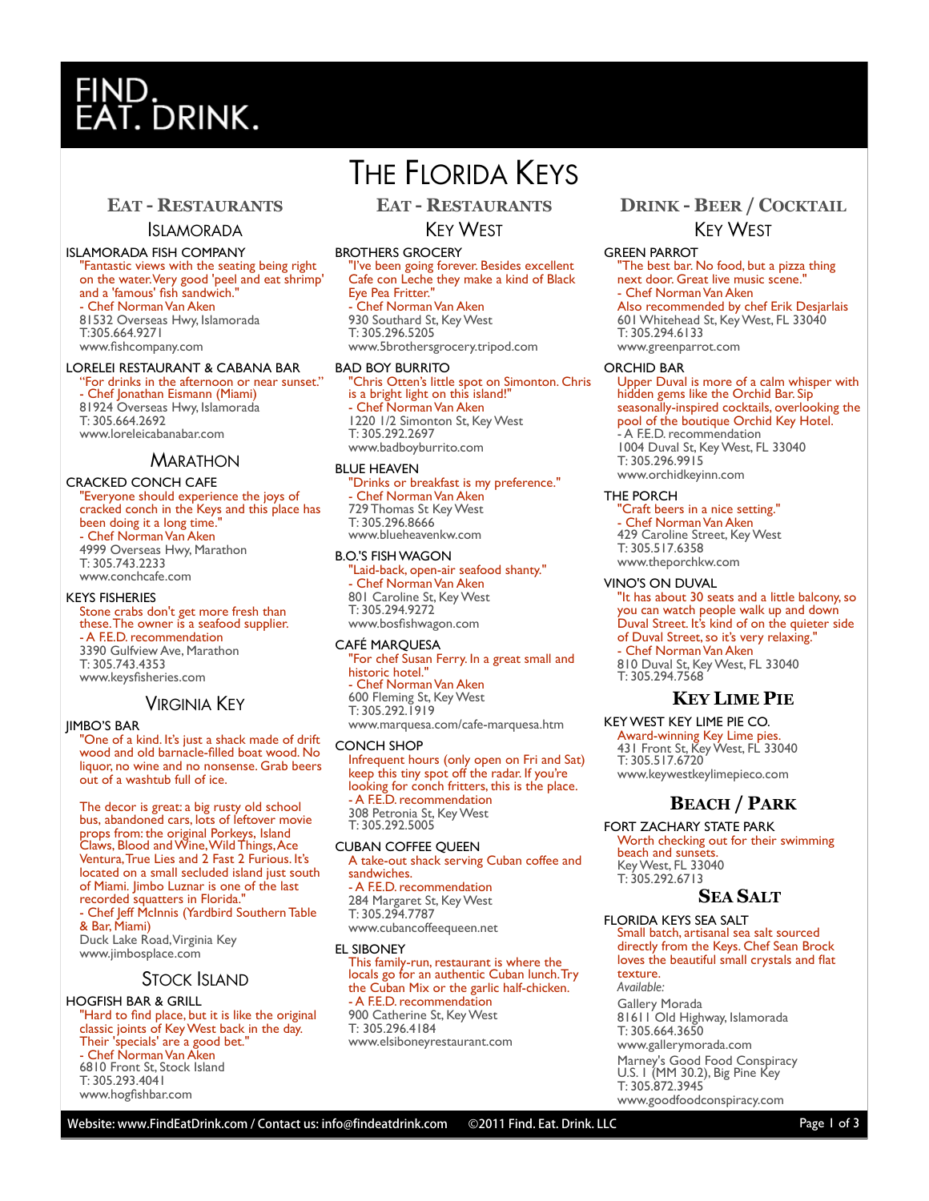# FIND. EAT. DRINK.

# The Florida Keys

## Eat - Restaurants

### Islamorada

**ISLAMORADA FISH COMPANY**
"Fantastic views with the seating being right on the water. Very good 'peel and eat shrimp' and a 'famous' fish sandwich."
- Chef Norman Van Aken
81532 Overseas Hwy, Islamorada
T:305.664.9271
www.fishcompany.com

**LORELEI RESTAURANT & CABANA BAR**
"For drinks in the afternoon or near sunset."
- Chef Jonathan Eismann (Miami)
81924 Overseas Hwy, Islamorada
T: 305.664.2692
www.loreleicabanabar.com

### Marathon

**CRACKED CONCH CAFE**
"Everyone should experience the joys of cracked conch in the Keys and this place has been doing it a long time."
- Chef Norman Van Aken
4999 Overseas Hwy, Marathon
T: 305.743.2233
www.conchcafe.com

**KEYS FISHERIES**
Stone crabs don't get more fresh than these. The owner is a seafood supplier.
- A F.E.D. recommendation
3390 Gulfview Ave, Marathon
T: 305.743.4353
www.keysfisheries.com

### Virginia Key

**JIMBO'S BAR**
"One of a kind. It's just a shack made of drift wood and old barnacle-filled boat wood. No liquor, no wine and no nonsense. Grab beers out of a washtub full of ice.

The decor is great: a big rusty old school bus, abandoned cars, lots of leftover movie props from: the original Porkeys, Island Claws, Blood and Wine, Wild Things, Ace Ventura, True Lies and 2 Fast 2 Furious. It's located on a small secluded island just south of Miami. Jimbo Luznar is one of the last recorded squatters in Florida."
- Chef Jeff McInnis (Yardbird Southern Table & Bar, Miami)
Duck Lake Road, Virginia Key
www.jimbosplace.com

### Stock Island

**HOGFISH BAR & GRILL**
"Hard to find place, but it is like the original classic joints of Key West back in the day. Their 'specials' are a good bet."
- Chef Norman Van Aken
6810 Front St, Stock Island
T: 305.293.4041
www.hogfishbar.com

## Eat - Restaurants

### Key West

**BROTHERS GROCERY**
"I've been going forever. Besides excellent Cafe con Leche they make a kind of Black Eye Pea Fritter."
- Chef Norman Van Aken
930 Southard St, Key West
T: 305.296.5205
www.5brothersgrocery.tripod.com

**BAD BOY BURRITO**
"Chris Otten's little spot on Simonton. Chris is a bright light on this island!"
- Chef Norman Van Aken
1220 1/2 Simonton St, Key West
T: 305.292.2697
www.badboyburrito.com

**BLUE HEAVEN**
"Drinks or breakfast is my preference."
- Chef Norman Van Aken
729 Thomas St Key West
T: 305.296.8666
www.blueheavenkw.com

**B.O.'S FISH WAGON**
"Laid-back, open-air seafood shanty."
- Chef Norman Van Aken
801 Caroline St, Key West
T: 305.294.9272
www.bosfishwagon.com

**CAFÉ MARQUESA**
"For chef Susan Ferry. In a great small and historic hotel."
- Chef Norman Van Aken
600 Fleming St, Key West
T: 305.292.1919
www.marquesa.com/cafe-marquesa.htm

**CONCH SHOP**
Infrequent hours (only open on Fri and Sat) keep this tiny spot off the radar. If you're looking for conch fritters, this is the place.
- A F.E.D. recommendation
308 Petronia St, Key West
T: 305.292.5005

**CUBAN COFFEE QUEEN**
A take-out shack serving Cuban coffee and sandwiches.
- A F.E.D. recommendation
284 Margaret St, Key West
T: 305.294.7787
www.cubancoffeequeen.net

**EL SIBONEY**
This family-run, restaurant is where the locals go for an authentic Cuban lunch. Try the Cuban Mix or the garlic half-chicken.
- A F.E.D. recommendation
900 Catherine St, Key West
T: 305.296.4184
www.elsiboneyrestaurant.com

## Drink - Beer / Cocktail

### Key West

**GREEN PARROT**
"The best bar. No food, but a pizza thing next door. Great live music scene."
- Chef Norman Van Aken
Also recommended by chef Erik Desjarlais
601 Whitehead St, Key West, FL 33040
T: 305.294.6133
www.greenparrot.com

**ORCHID BAR**
Upper Duval is more of a calm whisper with hidden gems like the Orchid Bar. Sip seasonally-inspired cocktails, overlooking the pool of the boutique Orchid Key Hotel.
- A F.E.D. recommendation
1004 Duval St, Key West, FL 33040
T: 305.296.9915
www.orchidkeyinn.com

**THE PORCH**
"Craft beers in a nice setting."
- Chef Norman Van Aken
429 Caroline Street, Key West
T: 305.517.6358
www.theporchkw.com

**VINO'S ON DUVAL**
"It has about 30 seats and a little balcony, so you can watch people walk up and down Duval Street. It's kind of on the quieter side of Duval Street, so it's very relaxing."
- Chef Norman Van Aken
810 Duval St, Key West, FL 33040
T: 305.294.7568

## Key Lime Pie

**KEY WEST KEY LIME PIE CO.**
Award-winning Key Lime pies.
431 Front St, Key West, FL 33040
T: 305.517.6720
www.keywestkeylimepieco.com

## Beach / Park

**FORT ZACHARY STATE PARK**
Worth checking out for their swimming beach and sunsets.
Key West, FL 33040
T: 305.292.6713

## Sea Salt

**FLORIDA KEYS SEA SALT**
Small batch, artisanal sea salt sourced directly from the Keys. Chef Sean Brock loves the beautiful small crystals and flat texture.
*Available:*

Gallery Morada
81611 Old Highway, Islamorada
T: 305.664.3650
www.gallerymorada.com

Marney's Good Food Conspiracy
U.S. 1 (MM 30.2), Big Pine Key
T: 305.872.3945
www.goodfoodconspiracy.com

Website: www.FindEatDrink.com / Contact us: info@findeatdrink.com ©2011 Find. Eat. Drink. LLC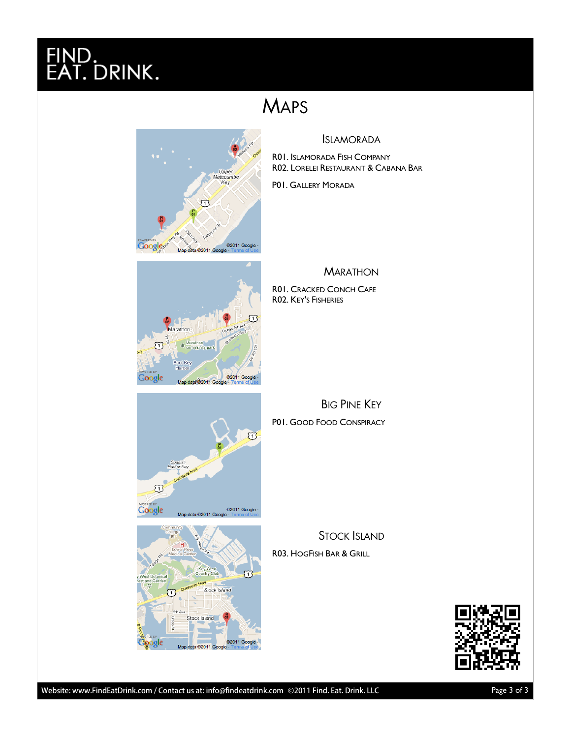# FIND. EAT. DRINK.

## MAPS

### ISLAMORADA

R01. ISLAMORADA FISH COMPANY
R02. LORELEI RESTAURANT & CABANA BAR

P01. GALLERY MORADA

### MARATHON

R01. CRACKED CONCH CAFE
R02. KEY'S FISHERIES

### BIG PINE KEY

P01. GOOD FOOD CONSPIRACY

### STOCK ISLAND

R03. HOGFISH BAR & GRILL

Website: www.FindEatDrink.com / Contact us at: info@findeatdrink.com ©2011 Find. Eat. Drink. LLC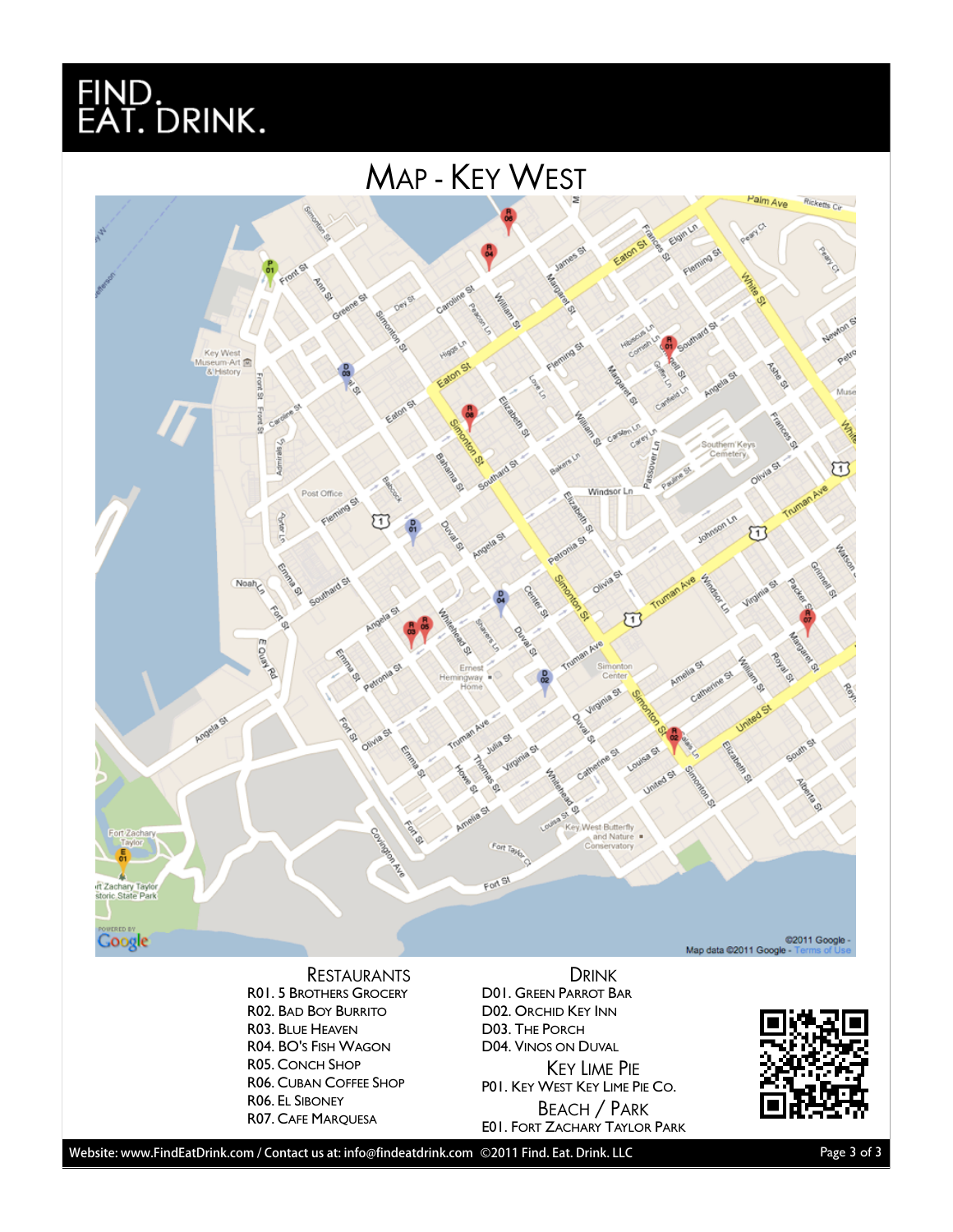# FIND. EAT. DRINK.

## MAP - KEY WEST

### RESTAURANTS

R01. 5 BROTHERS GROCERY
R02. BAD BOY BURRITO
R03. BLUE HEAVEN
R04. BO'S FISH WAGON
R05. CONCH SHOP
R06. CUBAN COFFEE SHOP
R06. EL SIBONEY
R07. CAFE MARQUESA

### DRINK

D01. GREEN PARROT BAR
D02. ORCHID KEY INN
D03. THE PORCH
D04. VINOS ON DUVAL

### KEY LIME PIE

P01. KEY WEST KEY LIME PIE CO.

### BEACH / PARK

E01. FORT ZACHARY TAYLOR PARK

Website: www.FindEatDrink.com / Contact us at: info@findeatdrink.com ©2011 Find. Eat. Drink. LLC